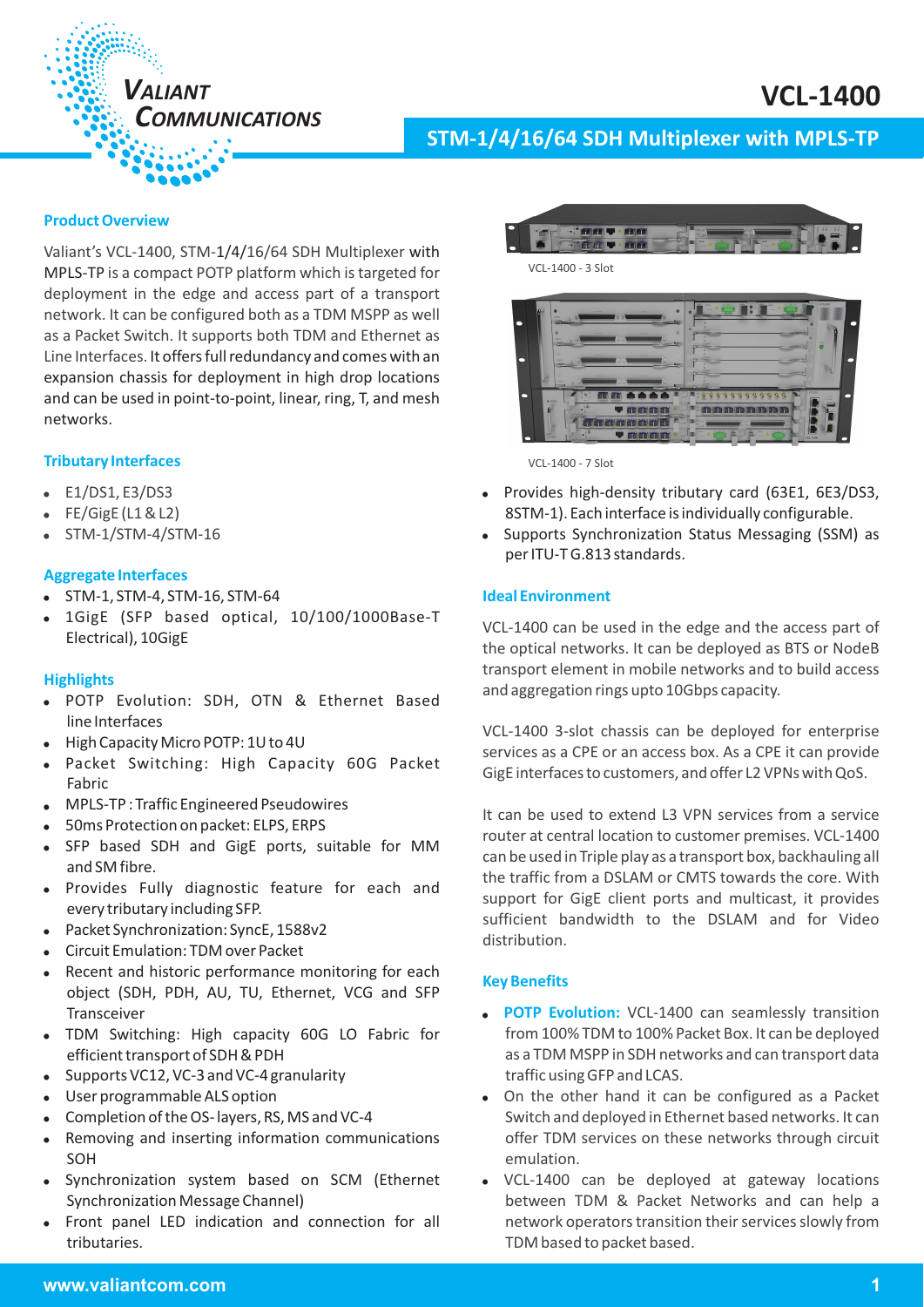# VCL-1400

## STM-1/4/16/64 SDH Multiplexer with MPLS-TP

### Product Overview

Valiant's VCL-1400, STM-1/4/16/64 SDH Multiplexer with MPLS-TP is a compact POTP platform which is targeted for deployment in the edge and access part of a transport network. It can be configured both as a TDM MSPP as well as a Packet Switch. It supports both TDM and Ethernet as Line Interfaces. It offers full redundancy and comes with an expansion chassis for deployment in high drop locations and can be used in point-to-point, linear, ring, T, and mesh networks.

### Tributary Interfaces

- E1/DS1, E3/DS3
- FE/GigE (L1 & L2)
- STM-1/STM-4/STM-16

### Aggregate Interfaces

- STM-1, STM-4, STM-16, STM-64
- 1GigE (SFP based optical, 10/100/1000Base-T Electrical), 10GigE

### Highlights

- POTP Evolution: SDH, OTN & Ethernet Based line Interfaces
- High Capacity Micro POTP: 1U to 4U
- Packet Switching: High Capacity 60G Packet Fabric
- MPLS-TP : Traffic Engineered Pseudowires
- 50ms Protection on packet: ELPS, ERPS
- SFP based SDH and GigE ports, suitable for MM and SM fibre.
- Provides Fully diagnostic feature for each and every tributary including SFP.
- Packet Synchronization: SyncE, 1588v2
- Circuit Emulation: TDM over Packet
- Recent and historic performance monitoring for each object (SDH, PDH, AU, TU, Ethernet, VCG and SFP Transceiver
- TDM Switching: High capacity 60G LO Fabric for efficient transport of SDH & PDH
- Supports VC12, VC-3 and VC-4 granularity
- User programmable ALS option
- Completion of the OS- layers, RS, MS and VC-4
- Removing and inserting information communications SOH
- Synchronization system based on SCM (Ethernet Synchronization Message Channel)
- Front panel LED indication and connection for all tributaries.

VCL-1400 - 3 Slot

VCL-1400 - 7 Slot

- Provides high-density tributary card (63E1, 6E3/DS3, 8STM-1). Each interface is individually configurable.
- Supports Synchronization Status Messaging (SSM) as per ITU-T G.813 standards.

### Ideal Environment

VCL-1400 can be used in the edge and the access part of the optical networks. It can be deployed as BTS or NodeB transport element in mobile networks and to build access and aggregation rings upto 10Gbps capacity.

VCL-1400 3-slot chassis can be deployed for enterprise services as a CPE or an access box. As a CPE it can provide GigE interfaces to customers, and offer L2 VPNs with QoS.

It can be used to extend L3 VPN services from a service router at central location to customer premises. VCL-1400 can be used in Triple play as a transport box, backhauling all the traffic from a DSLAM or CMTS towards the core. With support for GigE client ports and multicast, it provides sufficient bandwidth to the DSLAM and for Video distribution.

### Key Benefits

- **POTP Evolution:** VCL-1400 can seamlessly transition from 100% TDM to 100% Packet Box. It can be deployed as a TDM MSPP in SDH networks and can transport data traffic using GFP and LCAS.
- On the other hand it can be configured as a Packet Switch and deployed in Ethernet based networks. It can offer TDM services on these networks through circuit emulation.
- VCL-1400 can be deployed at gateway locations between TDM & Packet Networks and can help a network operators transition their services slowly from TDM based to packet based.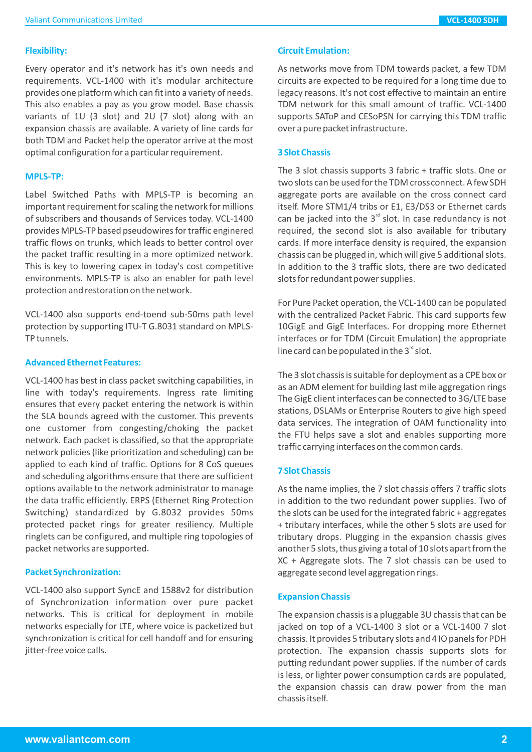### Flexibility:

Every operator and it's network has it's own needs and requirements. VCL-1400 with it's modular architecture provides one platform which can fit into a variety of needs. This also enables a pay as you grow model. Base chassis variants of 1U (3 slot) and 2U (7 slot) along with an expansion chassis are available. A variety of line cards for both TDM and Packet help the operator arrive at the most optimal configuration for a particular requirement.

### MPLS-TP:

Label Switched Paths with MPLS-TP is becoming an important requirement for scaling the network for millions of subscribers and thousands of Services today. VCL-1400 provides MPLS-TP based pseudowires for traffic engineered traffic flows on trunks, which leads to better control over the packet traffic resulting in a more optimized network. This is key to lowering capex in today's cost competitive environments. MPLS-TP is also an enabler for path level protection and restoration on the network.

VCL-1400 also supports end-toend sub-50ms path level protection by supporting ITU-T G.8031 standard on MPLS-TP tunnels.

### Advanced Ethernet Features:

VCL-1400 has best in class packet switching capabilities, in line with today's requirements. Ingress rate limiting ensures that every packet entering the network is within the SLA bounds agreed with the customer. This prevents one customer from congesting/choking the packet network. Each packet is classified, so that the appropriate network policies (like prioritization and scheduling) can be applied to each kind of traffic. Options for 8 CoS queues and scheduling algorithms ensure that there are sufficient options available to the network administrator to manage the data traffic efficiently. ERPS (Ethernet Ring Protection Switching) standardized by G.8032 provides 50ms protected packet rings for greater resiliency. Multiple ringlets can be configured, and multiple ring topologies of packet networks are supported.

### Packet Synchronization:

VCL-1400 also support SyncE and 1588v2 for distribution of Synchronization information over pure packet networks. This is critical for deployment in mobile networks especially for LTE, where voice is packetized but synchronization is critical for cell handoff and for ensuring jitter-free voice calls.

### Circuit Emulation:

As networks move from TDM towards packet, a few TDM circuits are expected to be required for a long time due to legacy reasons. It's not cost effective to maintain an entire TDM network for this small amount of traffic. VCL-1400 supports SAToP and CESoPSN for carrying this TDM traffic over a pure packet infrastructure.

### 3 Slot Chassis

The 3 slot chassis supports 3 fabric + traffic slots. One or two slots can be used for the TDM crossconnect. A few SDH aggregate ports are available on the cross connect card itself. More STM1/4 tribs or E1, E3/DS3 or Ethernet cards can be jacked into the 3rd slot. In case redundancy is not required, the second slot is also available for tributary cards. If more interface density is required, the expansion chassis can be plugged in, which will give 5 additional slots. In addition to the 3 traffic slots, there are two dedicated slots for redundant power supplies.

For Pure Packet operation, the VCL-1400 can be populated with the centralized Packet Fabric. This card supports few 10GigE and GigE Interfaces. For dropping more Ethernet interfaces or for TDM (Circuit Emulation) the appropriate line card can be populated in the 3rd slot.

The 3 slot chassis is suitable for deployment as a CPE box or as an ADM element for building last mile aggregation rings The GigE client interfaces can be connected to 3G/LTE base stations, DSLAMs or Enterprise Routers to give high speed data services. The integration of OAM functionality into the FTU helps save a slot and enables supporting more traffic carrying interfaces on the common cards.

### 7 Slot Chassis

As the name implies, the 7 slot chassis offers 7 traffic slots in addition to the two redundant power supplies. Two of the slots can be used for the integrated fabric + aggregates + tributary interfaces, while the other 5 slots are used for tributary drops. Plugging in the expansion chassis gives another 5 slots, thus giving a total of 10 slots apart from the XC + Aggregate slots. The 7 slot chassis can be used to aggregate second level aggregation rings.

### Expansion Chassis

The expansion chassis is a pluggable 3U chassis that can be jacked on top of a VCL-1400 3 slot or a VCL-1400 7 slot chassis. It provides 5 tributary slots and 4 IO panels for PDH protection. The expansion chassis supports slots for putting redundant power supplies. If the number of cards is less, or lighter power consumption cards are populated, the expansion chassis can draw power from the man chassis itself.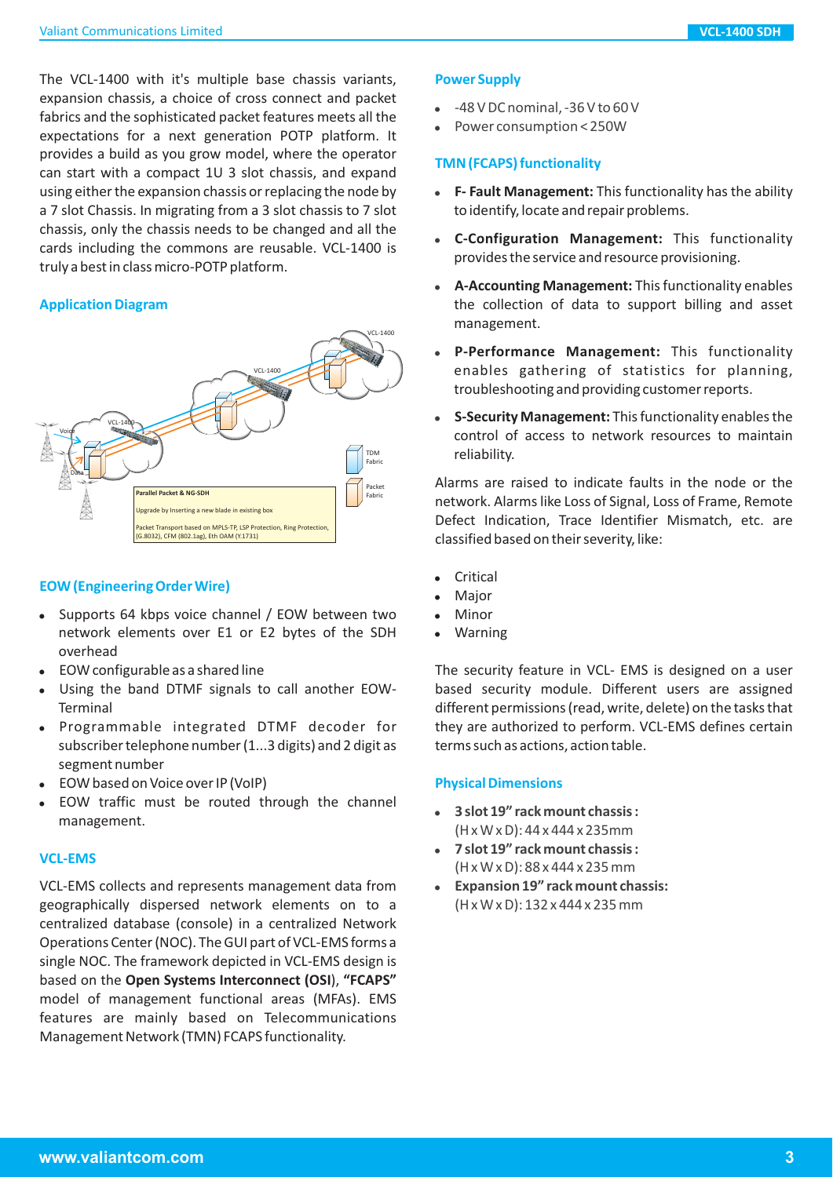The VCL-1400 with it's multiple base chassis variants, expansion chassis, a choice of cross connect and packet fabrics and the sophisticated packet features meets all the expectations for a next generation POTP platform. It provides a build as you grow model, where the operator can start with a compact 1U 3 slot chassis, and expand using either the expansion chassis or replacing the node by a 7 slot Chassis. In migrating from a 3 slot chassis to 7 slot chassis, only the chassis needs to be changed and all the cards including the commons are reusable. VCL-1400 is truly a best in class micro-POTP platform.

## Application Diagram

VCL-1400

VCL-1400

VCL-1400

Voice

Data

TDM Fabric

Packet Fabric

**Parallel Packet & NG-SDH**

Upgrade by Inserting a new blade in existing box

Packet Transport based on MPLS-TP, LSP Protection, Ring Protection, (G.8032), CFM (802.1ag), Eth OAM (Y.1731)

## EOW (Engineering Order Wire)

- Supports 64 kbps voice channel / EOW between two network elements over E1 or E2 bytes of the SDH overhead
- EOW configurable as a shared line
- Using the band DTMF signals to call another EOW-Terminal
- Programmable integrated DTMF decoder for subscriber telephone number (1...3 digits) and 2 digit as segment number
- EOW based on Voice over IP (VoIP)
- EOW traffic must be routed through the channel management.

## VCL-EMS

VCL-EMS collects and represents management data from geographically dispersed network elements on to a centralized database (console) in a centralized Network Operations Center (NOC). The GUI part of VCL-EMS forms a single NOC. The framework depicted in VCL-EMS design is based on the **Open Systems Interconnect (OSI**), **"FCAPS"** model of management functional areas (MFAs). EMS features are mainly based on Telecommunications Management Network (TMN) FCAPS functionality.

## Power Supply

- -48 V DC nominal, -36 V to 60 V
- Power consumption < 250W

## TMN (FCAPS) functionality

- **F- Fault Management:** This functionality has the ability to identify, locate and repair problems.
- **C-Configuration Management:** This functionality provides the service and resource provisioning.
- **A-Accounting Management:** This functionality enables the collection of data to support billing and asset management.
- **P-Performance Management:** This functionality enables gathering of statistics for planning, troubleshooting and providing customer reports.
- **S-Security Management:** This functionality enables the control of access to network resources to maintain reliability.

Alarms are raised to indicate faults in the node or the network. Alarms like Loss of Signal, Loss of Frame, Remote Defect Indication, Trace Identifier Mismatch, etc. are classified based on their severity, like:

- Critical
- Major
- Minor
- Warning

The security feature in VCL- EMS is designed on a user based security module. Different users are assigned different permissions (read, write, delete) on the tasks that they are authorized to perform. VCL-EMS defines certain terms such as actions, action table.

## Physical Dimensions

- **3 slot 19" rack mount chassis :** (H x W x D): 44 x 444 x 235mm
- **7 slot 19" rack mount chassis :** (H x W x D): 88 x 444 x 235 mm
- **Expansion 19" rack mount chassis:** (H x W x D): 132 x 444 x 235 mm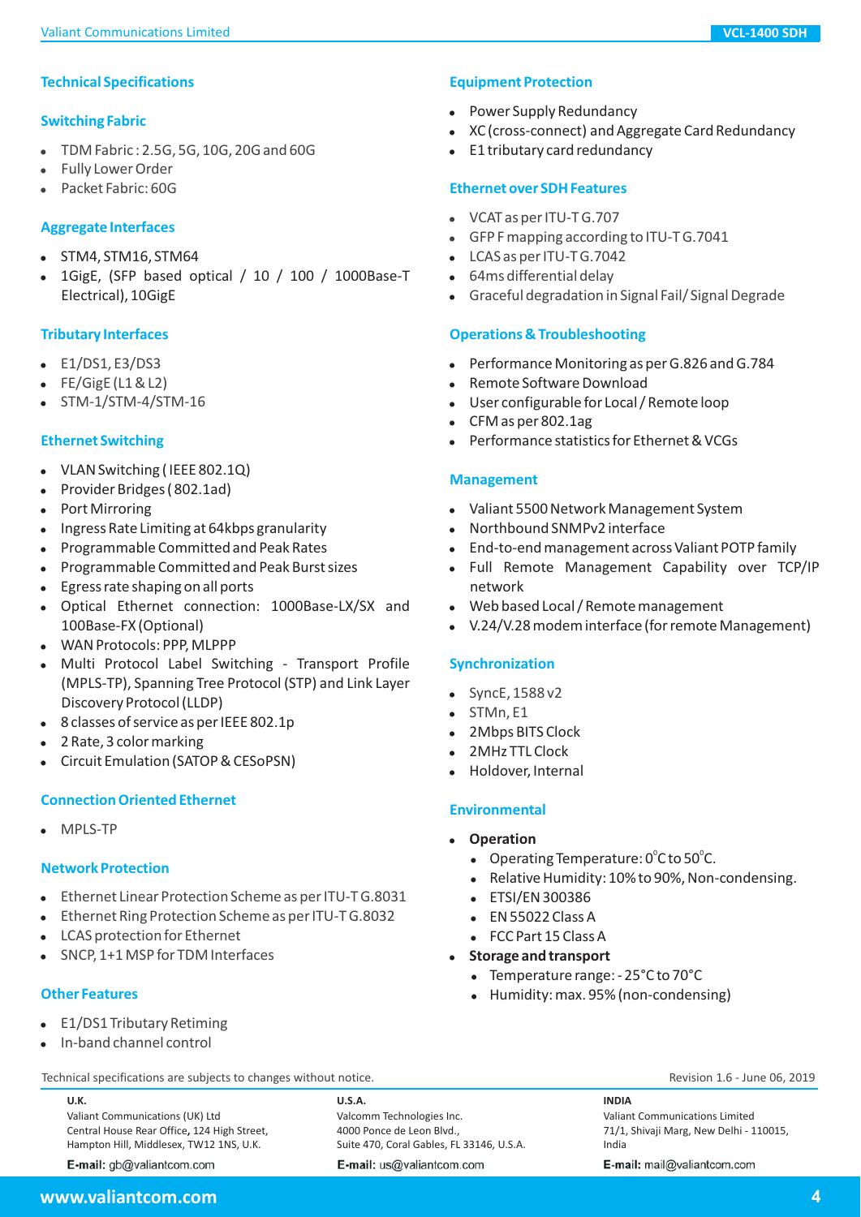## Technical Specifications

### Switching Fabric

- TDM Fabric : 2.5G, 5G, 10G, 20G and 60G
- Fully Lower Order
- Packet Fabric: 60G

### Aggregate Interfaces

- STM4, STM16, STM64
- 1GigE, (SFP based optical / 10 / 100 / 1000Base-T Electrical), 10GigE

### Tributary Interfaces

- E1/DS1, E3/DS3
- FE/GigE (L1 & L2)
- STM-1/STM-4/STM-16

### Ethernet Switching

- VLAN Switching ( IEEE 802.1Q)
- Provider Bridges ( 802.1ad)
- Port Mirroring
- Ingress Rate Limiting at 64kbps granularity
- Programmable Committed and Peak Rates
- Programmable Committed and Peak Burst sizes
- Egress rate shaping on all ports
- Optical Ethernet connection: 1000Base-LX/SX and 100Base-FX (Optional)
- WAN Protocols: PPP, MLPPP
- Multi Protocol Label Switching - Transport Profile (MPLS-TP), Spanning Tree Protocol (STP) and Link Layer Discovery Protocol (LLDP)
- 8 classes of service as per IEEE 802.1p
- 2 Rate, 3 color marking
- Circuit Emulation (SATOP & CESoPSN)

### Connection Oriented Ethernet

- MPLS-TP

### Network Protection

- Ethernet Linear Protection Scheme as per ITU-T G.8031
- Ethernet Ring Protection Scheme as per ITU-T G.8032
- LCAS protection for Ethernet
- SNCP, 1+1 MSP for TDM Interfaces

### Other Features

- E1/DS1 Tributary Retiming
- In-band channel control

### Equipment Protection

- Power Supply Redundancy
- XC (cross-connect) and Aggregate Card Redundancy
- E1 tributary card redundancy

### Ethernet over SDH Features

- VCAT as per ITU-T G.707
- GFP F mapping according to ITU-T G.7041
- LCAS as per ITU-T G.7042
- 64ms differential delay
- Graceful degradation in Signal Fail/ Signal Degrade

### Operations & Troubleshooting

- Performance Monitoring as per G.826 and G.784
- Remote Software Download
- User configurable for Local / Remote loop
- CFM as per 802.1ag
- Performance statistics for Ethernet & VCGs

### Management

- Valiant 5500 Network Management System
- Northbound SNMPv2 interface
- End-to-end management across Valiant POTP family
- Full Remote Management Capability over TCP/IP network
- Web based Local / Remote management
- V.24/V.28 modem interface (for remote Management)

### Synchronization

- SyncE, 1588 v2
- STMn, E1
- 2Mbps BITS Clock
- 2MHz TTL Clock
- Holdover, Internal

### Environmental

- **Operation**
  - Operating Temperature: $0^{\circ}$C to $50^{\circ}$C.
  - Relative Humidity: 10% to 90%, Non-condensing.
  - ETSI/EN 300386
  - EN 55022 Class A
  - FCC Part 15 Class A
- **Storage and transport**
  - Temperature range: - 25°C to 70°C
  - Humidity: max. 95% (non-condensing)

Technical specifications are subjects to changes without notice.

Revision 1.6 - June 06, 2019

**U.K.**
Valiant Communications (UK) Ltd
Central House Rear Office, 124 High Street,
Hampton Hill, Middlesex, TW12 1NS, U.K.
**E-mail:** gb@valiantcom.com

**U.S.A.**
Valcomm Technologies Inc.
4000 Ponce de Leon Blvd.,
Suite 470, Coral Gables, FL 33146, U.S.A.
**E-mail:** us@valiantcom.com

**INDIA**
Valiant Communications Limited
71/1, Shivaji Marg, New Delhi - 110015,
India
**E-mail:** mail@valiantcom.com

**www.valiantcom.com**